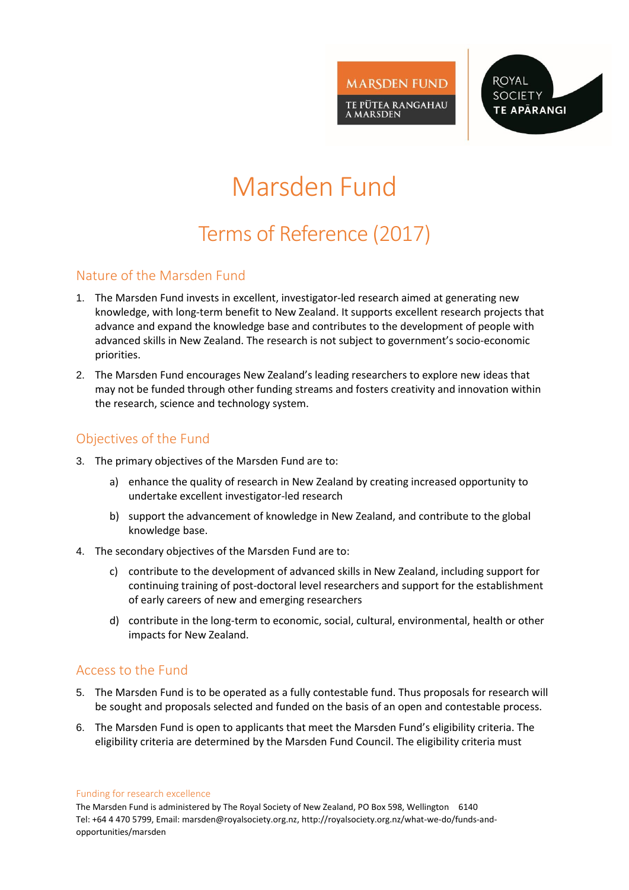# Marsden Fund

## Terms of Reference (2017)

### Nature of the Marsden Fund

1. The Marsden Fund invests in excellent, investigator-led research aimed at generating new knowledge, with long-term benefit to New Zealand. It supports excellent research projects that advance and expand the knowledge base and contributes to the development of people with advanced skills in New Zealand. The research is not subject to government's socio-economic priorities.
2. The Marsden Fund encourages New Zealand's leading researchers to explore new ideas that may not be funded through other funding streams and fosters creativity and innovation within the research, science and technology system.

### Objectives of the Fund

3. The primary objectives of the Marsden Fund are to:
    a) enhance the quality of research in New Zealand by creating increased opportunity to undertake excellent investigator-led research
    b) support the advancement of knowledge in New Zealand, and contribute to the global knowledge base.
4. The secondary objectives of the Marsden Fund are to:
    c) contribute to the development of advanced skills in New Zealand, including support for continuing training of post-doctoral level researchers and support for the establishment of early careers of new and emerging researchers
    d) contribute in the long-term to economic, social, cultural, environmental, health or other impacts for New Zealand.

### Access to the Fund

5. The Marsden Fund is to be operated as a fully contestable fund. Thus proposals for research will be sought and proposals selected and funded on the basis of an open and contestable process.
6. The Marsden Fund is open to applicants that meet the Marsden Fund's eligibility criteria. The eligibility criteria are determined by the Marsden Fund Council. The eligibility criteria must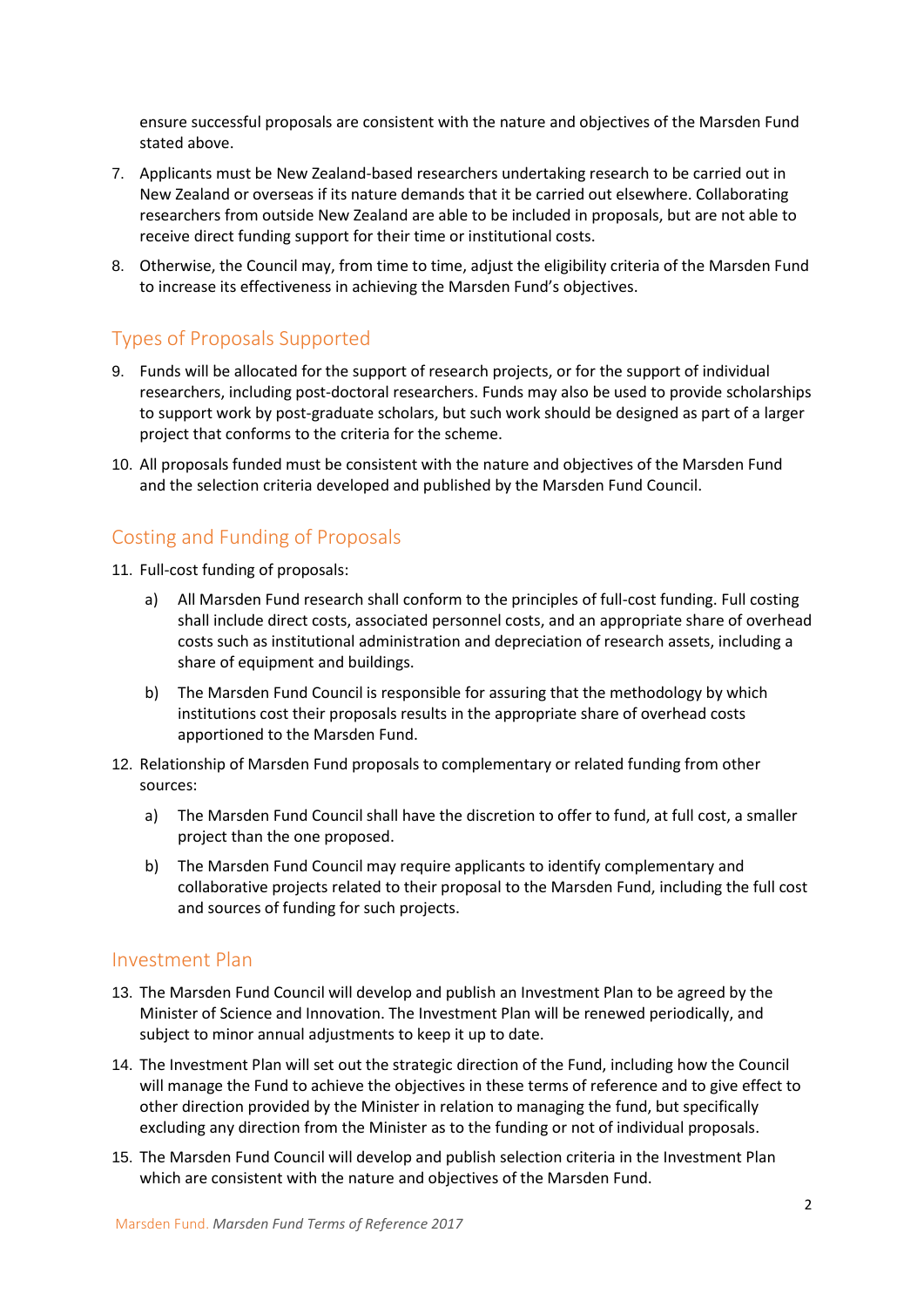ensure successful proposals are consistent with the nature and objectives of the Marsden Fund stated above.

7. Applicants must be New Zealand-based researchers undertaking research to be carried out in New Zealand or overseas if its nature demands that it be carried out elsewhere. Collaborating researchers from outside New Zealand are able to be included in proposals, but are not able to receive direct funding support for their time or institutional costs.
8. Otherwise, the Council may, from time to time, adjust the eligibility criteria of the Marsden Fund to increase its effectiveness in achieving the Marsden Fund's objectives.

## Types of Proposals Supported

9. Funds will be allocated for the support of research projects, or for the support of individual researchers, including post-doctoral researchers. Funds may also be used to provide scholarships to support work by post-graduate scholars, but such work should be designed as part of a larger project that conforms to the criteria for the scheme.
10. All proposals funded must be consistent with the nature and objectives of the Marsden Fund and the selection criteria developed and published by the Marsden Fund Council.

## Costing and Funding of Proposals

11. Full-cost funding of proposals:
    a) All Marsden Fund research shall conform to the principles of full-cost funding. Full costing shall include direct costs, associated personnel costs, and an appropriate share of overhead costs such as institutional administration and depreciation of research assets, including a share of equipment and buildings.
    b) The Marsden Fund Council is responsible for assuring that the methodology by which institutions cost their proposals results in the appropriate share of overhead costs apportioned to the Marsden Fund.
12. Relationship of Marsden Fund proposals to complementary or related funding from other sources:
    a) The Marsden Fund Council shall have the discretion to offer to fund, at full cost, a smaller project than the one proposed.
    b) The Marsden Fund Council may require applicants to identify complementary and collaborative projects related to their proposal to the Marsden Fund, including the full cost and sources of funding for such projects.

## Investment Plan

13. The Marsden Fund Council will develop and publish an Investment Plan to be agreed by the Minister of Science and Innovation. The Investment Plan will be renewed periodically, and subject to minor annual adjustments to keep it up to date.
14. The Investment Plan will set out the strategic direction of the Fund, including how the Council will manage the Fund to achieve the objectives in these terms of reference and to give effect to other direction provided by the Minister in relation to managing the fund, but specifically excluding any direction from the Minister as to the funding or not of individual proposals.
15. The Marsden Fund Council will develop and publish selection criteria in the Investment Plan which are consistent with the nature and objectives of the Marsden Fund.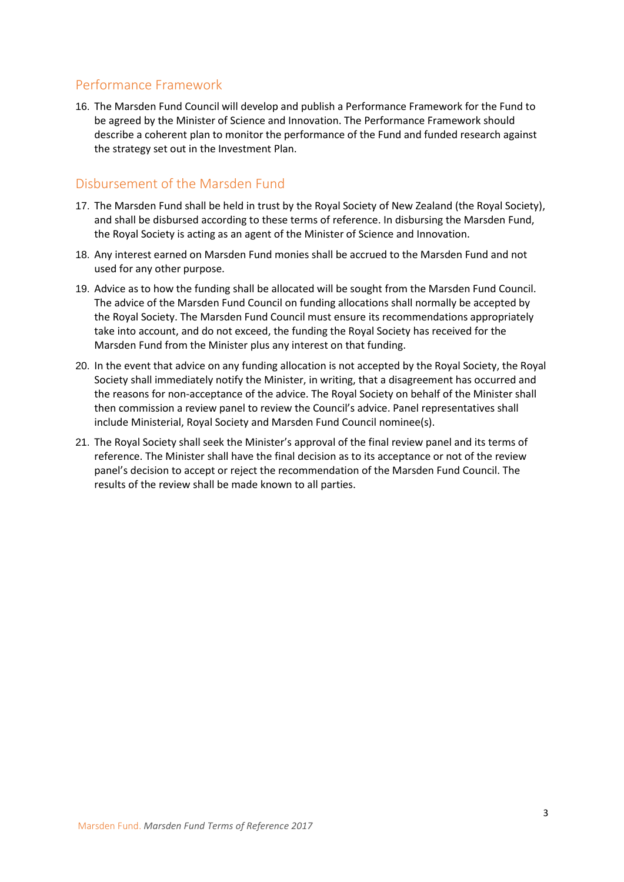## Performance Framework

16. The Marsden Fund Council will develop and publish a Performance Framework for the Fund to be agreed by the Minister of Science and Innovation. The Performance Framework should describe a coherent plan to monitor the performance of the Fund and funded research against the strategy set out in the Investment Plan.

## Disbursement of the Marsden Fund

17. The Marsden Fund shall be held in trust by the Royal Society of New Zealand (the Royal Society), and shall be disbursed according to these terms of reference. In disbursing the Marsden Fund, the Royal Society is acting as an agent of the Minister of Science and Innovation.
18. Any interest earned on Marsden Fund monies shall be accrued to the Marsden Fund and not used for any other purpose.
19. Advice as to how the funding shall be allocated will be sought from the Marsden Fund Council. The advice of the Marsden Fund Council on funding allocations shall normally be accepted by the Royal Society. The Marsden Fund Council must ensure its recommendations appropriately take into account, and do not exceed, the funding the Royal Society has received for the Marsden Fund from the Minister plus any interest on that funding.
20. In the event that advice on any funding allocation is not accepted by the Royal Society, the Royal Society shall immediately notify the Minister, in writing, that a disagreement has occurred and the reasons for non-acceptance of the advice. The Royal Society on behalf of the Minister shall then commission a review panel to review the Council's advice. Panel representatives shall include Ministerial, Royal Society and Marsden Fund Council nominee(s).
21. The Royal Society shall seek the Minister's approval of the final review panel and its terms of reference. The Minister shall have the final decision as to its acceptance or not of the review panel's decision to accept or reject the recommendation of the Marsden Fund Council. The results of the review shall be made known to all parties.